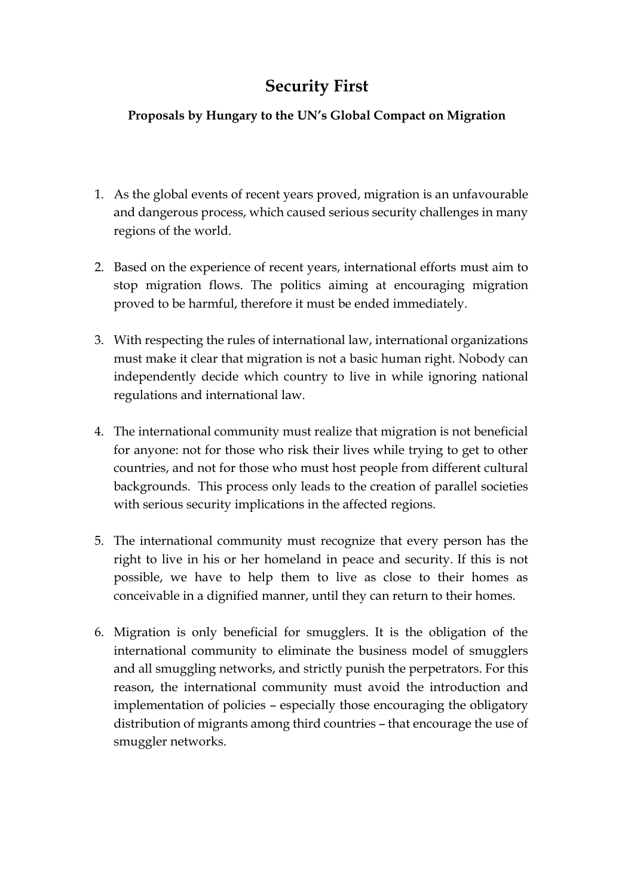# Security First

### Proposals by Hungary to the UN's Global Compact on Migration

1. As the global events of recent years proved, migration is an unfavourable and dangerous process, which caused serious security challenges in many regions of the world.

2. Based on the experience of recent years, international efforts must aim to stop migration flows. The politics aiming at encouraging migration proved to be harmful, therefore it must be ended immediately.

3. With respecting the rules of international law, international organizations must make it clear that migration is not a basic human right. Nobody can independently decide which country to live in while ignoring national regulations and international law.

4. The international community must realize that migration is not beneficial for anyone: not for those who risk their lives while trying to get to other countries, and not for those who must host people from different cultural backgrounds. This process only leads to the creation of parallel societies with serious security implications in the affected regions.

5. The international community must recognize that every person has the right to live in his or her homeland in peace and security. If this is not possible, we have to help them to live as close to their homes as conceivable in a dignified manner, until they can return to their homes.

6. Migration is only beneficial for smugglers. It is the obligation of the international community to eliminate the business model of smugglers and all smuggling networks, and strictly punish the perpetrators. For this reason, the international community must avoid the introduction and implementation of policies – especially those encouraging the obligatory distribution of migrants among third countries – that encourage the use of smuggler networks.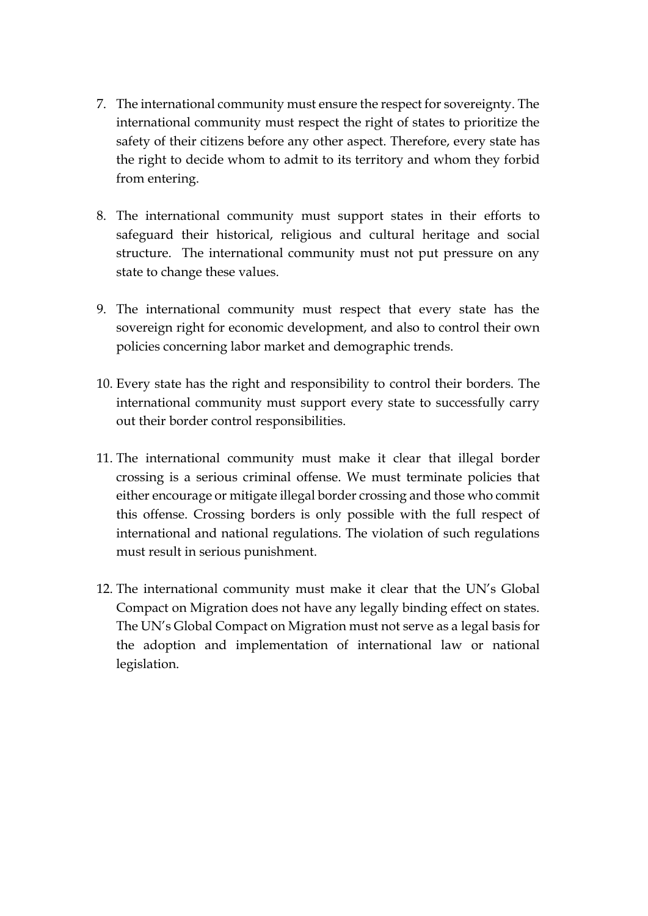7. The international community must ensure the respect for sovereignty. The international community must respect the right of states to prioritize the safety of their citizens before any other aspect. Therefore, every state has the right to decide whom to admit to its territory and whom they forbid from entering.

8. The international community must support states in their efforts to safeguard their historical, religious and cultural heritage and social structure. The international community must not put pressure on any state to change these values.

9. The international community must respect that every state has the sovereign right for economic development, and also to control their own policies concerning labor market and demographic trends.

10. Every state has the right and responsibility to control their borders. The international community must support every state to successfully carry out their border control responsibilities.

11. The international community must make it clear that illegal border crossing is a serious criminal offense. We must terminate policies that either encourage or mitigate illegal border crossing and those who commit this offense. Crossing borders is only possible with the full respect of international and national regulations. The violation of such regulations must result in serious punishment.

12. The international community must make it clear that the UN's Global Compact on Migration does not have any legally binding effect on states. The UN's Global Compact on Migration must not serve as a legal basis for the adoption and implementation of international law or national legislation.